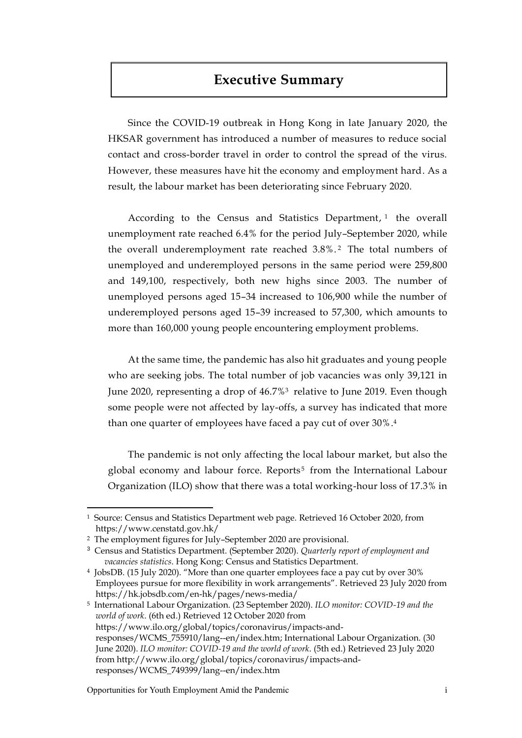# Executive Summary

Since the COVID-19 outbreak in Hong Kong in late January 2020, the HKSAR government has introduced a number of measures to reduce social contact and cross-border travel in order to control the spread of the virus. However, these measures have hit the economy and employment hard. As a result, the labour market has been deteriorating since February 2020.

According to the Census and Statistics Department,[1] the overall unemployment rate reached 6.4% for the period July–September 2020, while the overall underemployment rate reached 3.8%.[2] The total numbers of unemployed and underemployed persons in the same period were 259,800 and 149,100, respectively, both new highs since 2003. The number of unemployed persons aged 15–34 increased to 106,900 while the number of underemployed persons aged 15–39 increased to 57,300, which amounts to more than 160,000 young people encountering employment problems.

At the same time, the pandemic has also hit graduates and young people who are seeking jobs. The total number of job vacancies was only 39,121 in June 2020, representing a drop of 46.7%[3] relative to June 2019. Even though some people were not affected by lay-offs, a survey has indicated that more than one quarter of employees have faced a pay cut of over 30%.[4]

The pandemic is not only affecting the local labour market, but also the global economy and labour force. Reports[5] from the International Labour Organization (ILO) show that there was a total working-hour loss of 17.3% in

---

[1] Source: Census and Statistics Department web page. Retrieved 16 October 2020, from https://www.censtatd.gov.hk/

[2] The employment figures for July–September 2020 are provisional.

[3] Census and Statistics Department. (September 2020). *Quarterly report of employment and vacancies statistics*. Hong Kong: Census and Statistics Department.

[4] JobsDB. (15 July 2020). "More than one quarter employees face a pay cut by over 30% Employees pursue for more flexibility in work arrangements". Retrieved 23 July 2020 from https://hk.jobsdb.com/en-hk/pages/news-media/

[5] International Labour Organization. (23 September 2020). *ILO monitor: COVID-19 and the world of work*. (6th ed.) Retrieved 12 October 2020 from https://www.ilo.org/global/topics/coronavirus/impacts-and-responses/WCMS_755910/lang--en/index.htm; International Labour Organization. (30 June 2020). *ILO monitor: COVID-19 and the world of work*. (5th ed.) Retrieved 23 July 2020 from http://www.ilo.org/global/topics/coronavirus/impacts-and-responses/WCMS_749399/lang--en/index.htm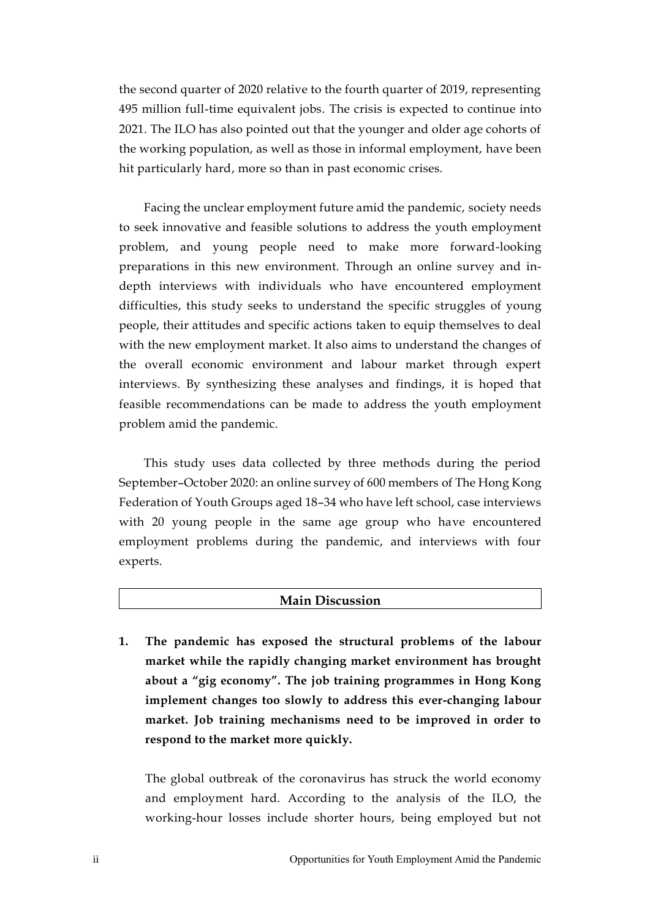the second quarter of 2020 relative to the fourth quarter of 2019, representing 495 million full-time equivalent jobs. The crisis is expected to continue into 2021. The ILO has also pointed out that the younger and older age cohorts of the working population, as well as those in informal employment, have been hit particularly hard, more so than in past economic crises.

Facing the unclear employment future amid the pandemic, society needs to seek innovative and feasible solutions to address the youth employment problem, and young people need to make more forward-looking preparations in this new environment. Through an online survey and in-depth interviews with individuals who have encountered employment difficulties, this study seeks to understand the specific struggles of young people, their attitudes and specific actions taken to equip themselves to deal with the new employment market. It also aims to understand the changes of the overall economic environment and labour market through expert interviews. By synthesizing these analyses and findings, it is hoped that feasible recommendations can be made to address the youth employment problem amid the pandemic.

This study uses data collected by three methods during the period September–October 2020: an online survey of 600 members of The Hong Kong Federation of Youth Groups aged 18–34 who have left school, case interviews with 20 young people in the same age group who have encountered employment problems during the pandemic, and interviews with four experts.

## Main Discussion

1. **The pandemic has exposed the structural problems of the labour market while the rapidly changing market environment has brought about a "gig economy". The job training programmes in Hong Kong implement changes too slowly to address this ever-changing labour market. Job training mechanisms need to be improved in order to respond to the market more quickly.**

   The global outbreak of the coronavirus has struck the world economy and employment hard. According to the analysis of the ILO, the working-hour losses include shorter hours, being employed but not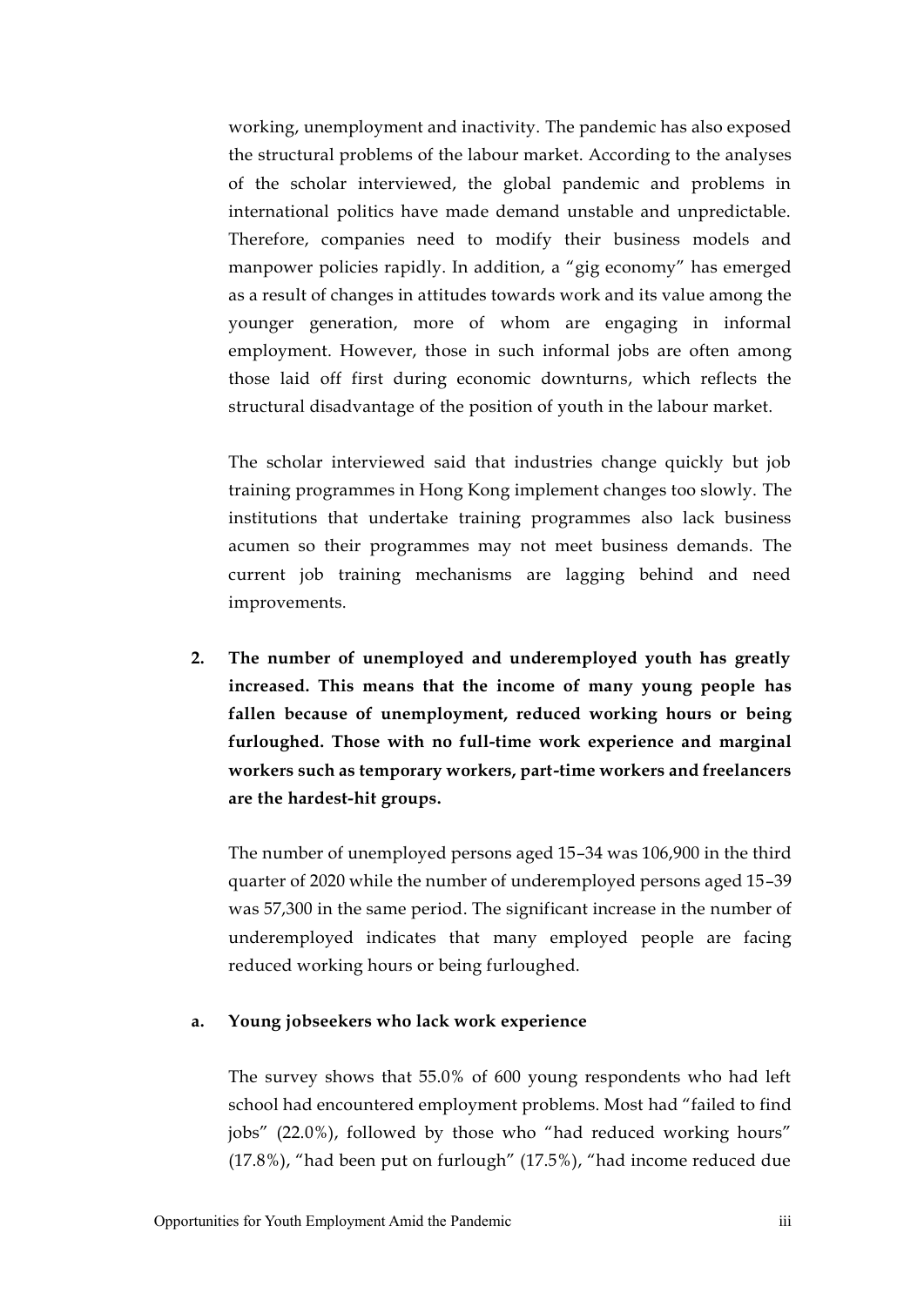working, unemployment and inactivity. The pandemic has also exposed the structural problems of the labour market. According to the analyses of the scholar interviewed, the global pandemic and problems in international politics have made demand unstable and unpredictable. Therefore, companies need to modify their business models and manpower policies rapidly. In addition, a "gig economy" has emerged as a result of changes in attitudes towards work and its value among the younger generation, more of whom are engaging in informal employment. However, those in such informal jobs are often among those laid off first during economic downturns, which reflects the structural disadvantage of the position of youth in the labour market.

The scholar interviewed said that industries change quickly but job training programmes in Hong Kong implement changes too slowly. The institutions that undertake training programmes also lack business acumen so their programmes may not meet business demands. The current job training mechanisms are lagging behind and need improvements.

**2. The number of unemployed and underemployed youth has greatly increased. This means that the income of many young people has fallen because of unemployment, reduced working hours or being furloughed. Those with no full-time work experience and marginal workers such as temporary workers, part-time workers and freelancers are the hardest-hit groups.**

The number of unemployed persons aged 15–34 was 106,900 in the third quarter of 2020 while the number of underemployed persons aged 15–39 was 57,300 in the same period. The significant increase in the number of underemployed indicates that many employed people are facing reduced working hours or being furloughed.

**a. Young jobseekers who lack work experience**

The survey shows that 55.0% of 600 young respondents who had left school had encountered employment problems. Most had "failed to find jobs" (22.0%), followed by those who "had reduced working hours" (17.8%), "had been put on furlough" (17.5%), "had income reduced due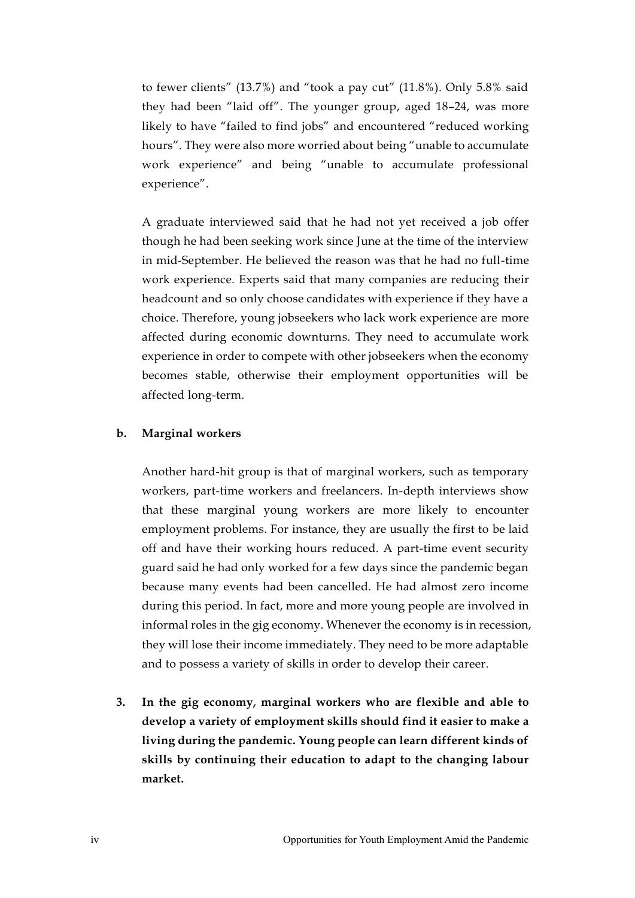to fewer clients" (13.7%) and "took a pay cut" (11.8%). Only 5.8% said they had been "laid off". The younger group, aged 18–24, was more likely to have "failed to find jobs" and encountered "reduced working hours". They were also more worried about being "unable to accumulate work experience" and being "unable to accumulate professional experience".

A graduate interviewed said that he had not yet received a job offer though he had been seeking work since June at the time of the interview in mid-September. He believed the reason was that he had no full-time work experience. Experts said that many companies are reducing their headcount and so only choose candidates with experience if they have a choice. Therefore, young jobseekers who lack work experience are more affected during economic downturns. They need to accumulate work experience in order to compete with other jobseekers when the economy becomes stable, otherwise their employment opportunities will be affected long-term.

**b. Marginal workers**

Another hard-hit group is that of marginal workers, such as temporary workers, part-time workers and freelancers. In-depth interviews show that these marginal young workers are more likely to encounter employment problems. For instance, they are usually the first to be laid off and have their working hours reduced. A part-time event security guard said he had only worked for a few days since the pandemic began because many events had been cancelled. He had almost zero income during this period. In fact, more and more young people are involved in informal roles in the gig economy. Whenever the economy is in recession, they will lose their income immediately. They need to be more adaptable and to possess a variety of skills in order to develop their career.

3. **In the gig economy, marginal workers who are flexible and able to develop a variety of employment skills should find it easier to make a living during the pandemic. Young people can learn different kinds of skills by continuing their education to adapt to the changing labour market.**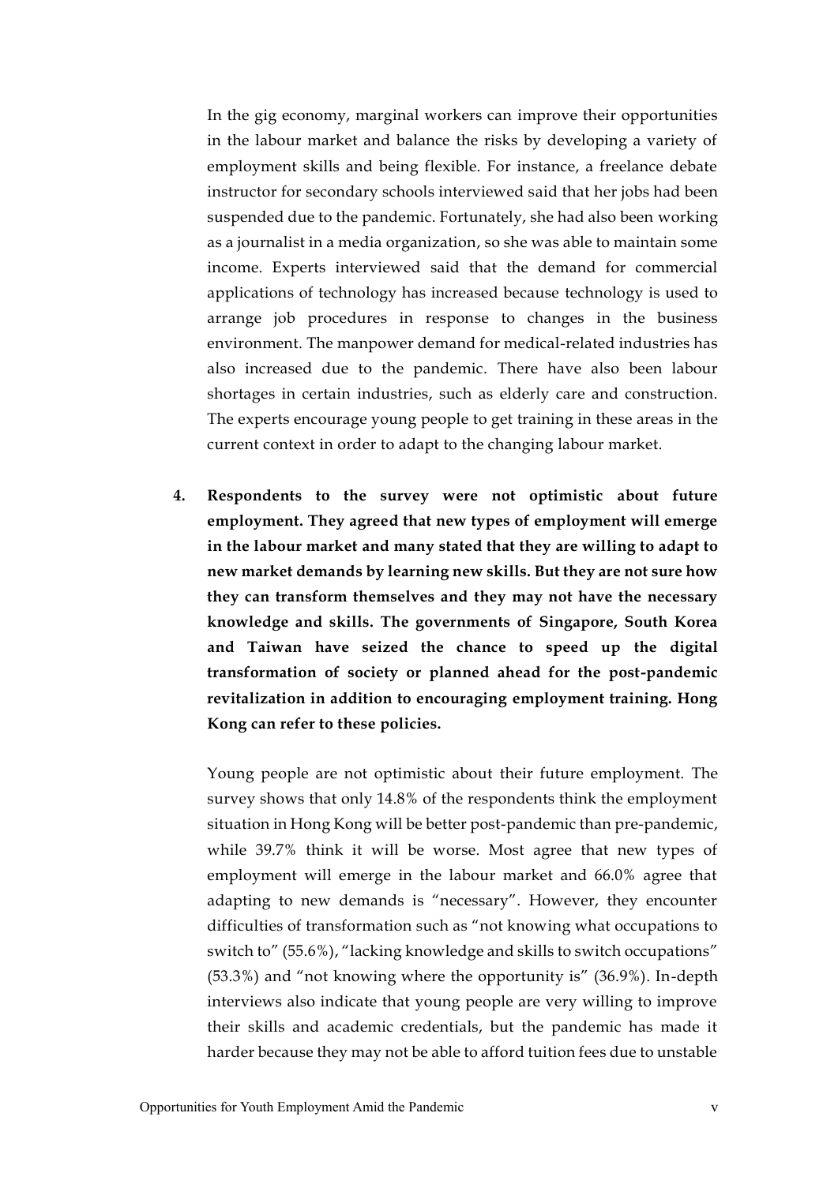In the gig economy, marginal workers can improve their opportunities in the labour market and balance the risks by developing a variety of employment skills and being flexible. For instance, a freelance debate instructor for secondary schools interviewed said that her jobs had been suspended due to the pandemic. Fortunately, she had also been working as a journalist in a media organization, so she was able to maintain some income. Experts interviewed said that the demand for commercial applications of technology has increased because technology is used to arrange job procedures in response to changes in the business environment. The manpower demand for medical-related industries has also increased due to the pandemic. There have also been labour shortages in certain industries, such as elderly care and construction. The experts encourage young people to get training in these areas in the current context in order to adapt to the changing labour market.

4. **Respondents to the survey were not optimistic about future employment. They agreed that new types of employment will emerge in the labour market and many stated that they are willing to adapt to new market demands by learning new skills. But they are not sure how they can transform themselves and they may not have the necessary knowledge and skills. The governments of Singapore, South Korea and Taiwan have seized the chance to speed up the digital transformation of society or planned ahead for the post-pandemic revitalization in addition to encouraging employment training. Hong Kong can refer to these policies.**

   Young people are not optimistic about their future employment. The survey shows that only 14.8% of the respondents think the employment situation in Hong Kong will be better post-pandemic than pre-pandemic, while 39.7% think it will be worse. Most agree that new types of employment will emerge in the labour market and 66.0% agree that adapting to new demands is "necessary". However, they encounter difficulties of transformation such as "not knowing what occupations to switch to" (55.6%), "lacking knowledge and skills to switch occupations" (53.3%) and "not knowing where the opportunity is" (36.9%). In-depth interviews also indicate that young people are very willing to improve their skills and academic credentials, but the pandemic has made it harder because they may not be able to afford tuition fees due to unstable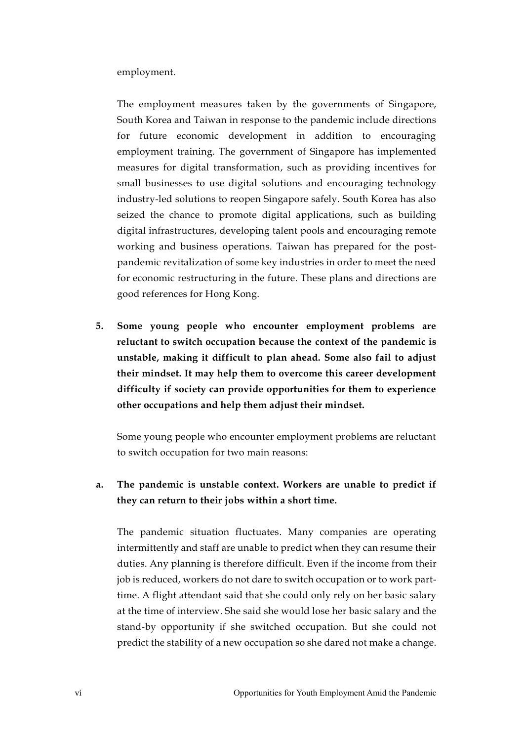employment.

The employment measures taken by the governments of Singapore, South Korea and Taiwan in response to the pandemic include directions for future economic development in addition to encouraging employment training. The government of Singapore has implemented measures for digital transformation, such as providing incentives for small businesses to use digital solutions and encouraging technology industry-led solutions to reopen Singapore safely. South Korea has also seized the chance to promote digital applications, such as building digital infrastructures, developing talent pools and encouraging remote working and business operations. Taiwan has prepared for the post-pandemic revitalization of some key industries in order to meet the need for economic restructuring in the future. These plans and directions are good references for Hong Kong.

**5. Some young people who encounter employment problems are reluctant to switch occupation because the context of the pandemic is unstable, making it difficult to plan ahead. Some also fail to adjust their mindset. It may help them to overcome this career development difficulty if society can provide opportunities for them to experience other occupations and help them adjust their mindset.**

Some young people who encounter employment problems are reluctant to switch occupation for two main reasons:

**a. The pandemic is unstable context. Workers are unable to predict if they can return to their jobs within a short time.**

The pandemic situation fluctuates. Many companies are operating intermittently and staff are unable to predict when they can resume their duties. Any planning is therefore difficult. Even if the income from their job is reduced, workers do not dare to switch occupation or to work part-time. A flight attendant said that she could only rely on her basic salary at the time of interview. She said she would lose her basic salary and the stand-by opportunity if she switched occupation. But she could not predict the stability of a new occupation so she dared not make a change.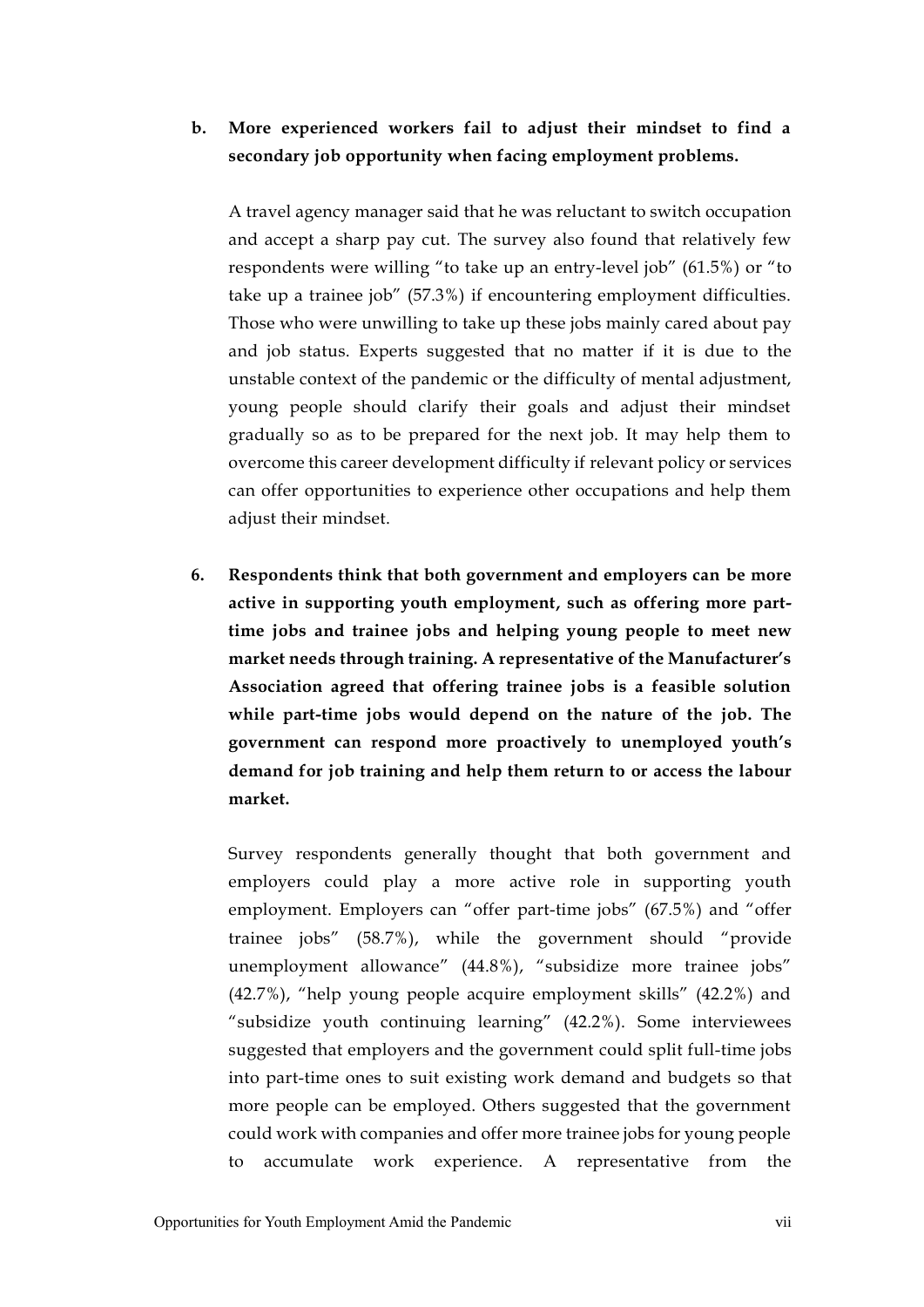**b. More experienced workers fail to adjust their mindset to find a secondary job opportunity when facing employment problems.**

A travel agency manager said that he was reluctant to switch occupation and accept a sharp pay cut. The survey also found that relatively few respondents were willing "to take up an entry-level job" (61.5%) or "to take up a trainee job" (57.3%) if encountering employment difficulties. Those who were unwilling to take up these jobs mainly cared about pay and job status. Experts suggested that no matter if it is due to the unstable context of the pandemic or the difficulty of mental adjustment, young people should clarify their goals and adjust their mindset gradually so as to be prepared for the next job. It may help them to overcome this career development difficulty if relevant policy or services can offer opportunities to experience other occupations and help them adjust their mindset.

**6. Respondents think that both government and employers can be more active in supporting youth employment, such as offering more part-time jobs and trainee jobs and helping young people to meet new market needs through training. A representative of the Manufacturer's Association agreed that offering trainee jobs is a feasible solution while part-time jobs would depend on the nature of the job. The government can respond more proactively to unemployed youth's demand for job training and help them return to or access the labour market.**

Survey respondents generally thought that both government and employers could play a more active role in supporting youth employment. Employers can "offer part-time jobs" (67.5%) and "offer trainee jobs" (58.7%), while the government should "provide unemployment allowance" (44.8%), "subsidize more trainee jobs" (42.7%), "help young people acquire employment skills" (42.2%) and "subsidize youth continuing learning" (42.2%). Some interviewees suggested that employers and the government could split full-time jobs into part-time ones to suit existing work demand and budgets so that more people can be employed. Others suggested that the government could work with companies and offer more trainee jobs for young people to accumulate work experience. A representative from the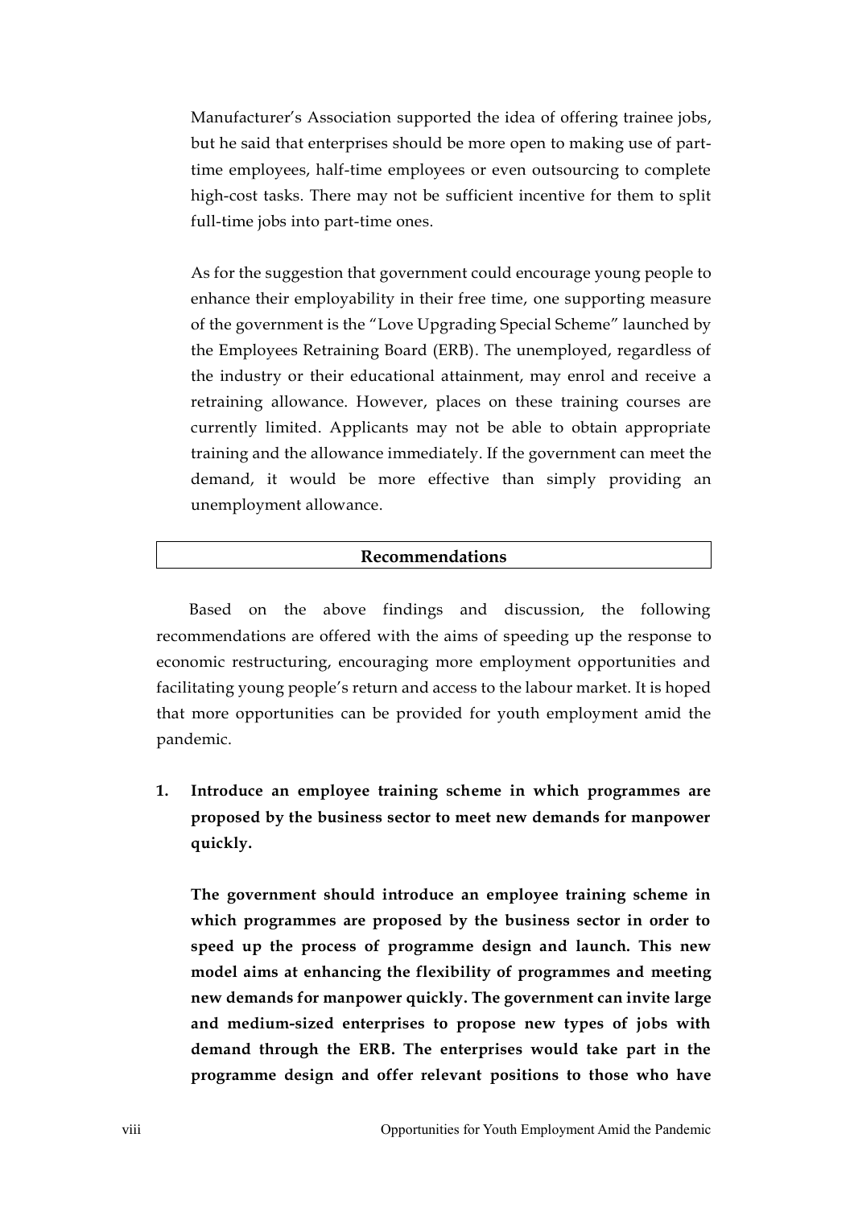Manufacturer's Association supported the idea of offering trainee jobs, but he said that enterprises should be more open to making use of part-time employees, half-time employees or even outsourcing to complete high-cost tasks. There may not be sufficient incentive for them to split full-time jobs into part-time ones.

As for the suggestion that government could encourage young people to enhance their employability in their free time, one supporting measure of the government is the "Love Upgrading Special Scheme" launched by the Employees Retraining Board (ERB). The unemployed, regardless of the industry or their educational attainment, may enrol and receive a retraining allowance. However, places on these training courses are currently limited. Applicants may not be able to obtain appropriate training and the allowance immediately. If the government can meet the demand, it would be more effective than simply providing an unemployment allowance.

## Recommendations

Based on the above findings and discussion, the following recommendations are offered with the aims of speeding up the response to economic restructuring, encouraging more employment opportunities and facilitating young people's return and access to the labour market. It is hoped that more opportunities can be provided for youth employment amid the pandemic.

1. **Introduce an employee training scheme in which programmes are proposed by the business sector to meet new demands for manpower quickly.**

   **The government should introduce an employee training scheme in which programmes are proposed by the business sector in order to speed up the process of programme design and launch. This new model aims at enhancing the flexibility of programmes and meeting new demands for manpower quickly. The government can invite large and medium-sized enterprises to propose new types of jobs with demand through the ERB. The enterprises would take part in the programme design and offer relevant positions to those who have**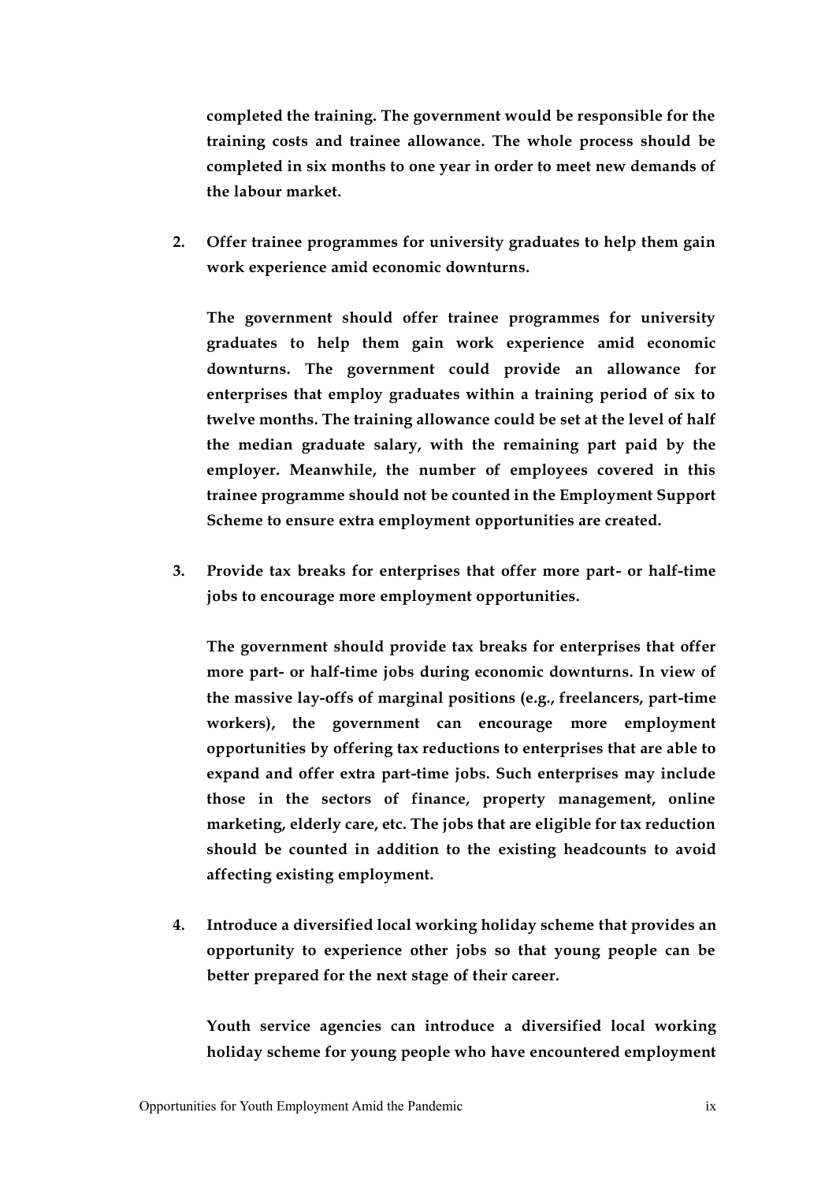**completed the training. The government would be responsible for the training costs and trainee allowance. The whole process should be completed in six months to one year in order to meet new demands of the labour market.**

2. **Offer trainee programmes for university graduates to help them gain work experience amid economic downturns.**

   **The government should offer trainee programmes for university graduates to help them gain work experience amid economic downturns. The government could provide an allowance for enterprises that employ graduates within a training period of six to twelve months. The training allowance could be set at the level of half the median graduate salary, with the remaining part paid by the employer. Meanwhile, the number of employees covered in this trainee programme should not be counted in the Employment Support Scheme to ensure extra employment opportunities are created.**

3. **Provide tax breaks for enterprises that offer more part- or half-time jobs to encourage more employment opportunities.**

   **The government should provide tax breaks for enterprises that offer more part- or half-time jobs during economic downturns. In view of the massive lay-offs of marginal positions (e.g., freelancers, part-time workers), the government can encourage more employment opportunities by offering tax reductions to enterprises that are able to expand and offer extra part-time jobs. Such enterprises may include those in the sectors of finance, property management, online marketing, elderly care, etc. The jobs that are eligible for tax reduction should be counted in addition to the existing headcounts to avoid affecting existing employment.**

4. **Introduce a diversified local working holiday scheme that provides an opportunity to experience other jobs so that young people can be better prepared for the next stage of their career.**

   **Youth service agencies can introduce a diversified local working holiday scheme for young people who have encountered employment**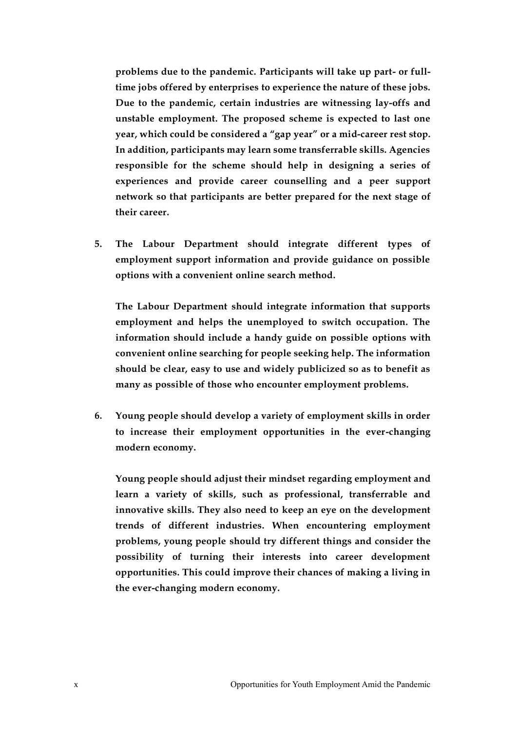**problems due to the pandemic. Participants will take up part- or full-time jobs offered by enterprises to experience the nature of these jobs. Due to the pandemic, certain industries are witnessing lay-offs and unstable employment. The proposed scheme is expected to last one year, which could be considered a "gap year" or a mid-career rest stop. In addition, participants may learn some transferrable skills. Agencies responsible for the scheme should help in designing a series of experiences and provide career counselling and a peer support network so that participants are better prepared for the next stage of their career.**

5. **The Labour Department should integrate different types of employment support information and provide guidance on possible options with a convenient online search method.**

   **The Labour Department should integrate information that supports employment and helps the unemployed to switch occupation. The information should include a handy guide on possible options with convenient online searching for people seeking help. The information should be clear, easy to use and widely publicized so as to benefit as many as possible of those who encounter employment problems.**

6. **Young people should develop a variety of employment skills in order to increase their employment opportunities in the ever-changing modern economy.**

   **Young people should adjust their mindset regarding employment and learn a variety of skills, such as professional, transferrable and innovative skills. They also need to keep an eye on the development trends of different industries. When encountering employment problems, young people should try different things and consider the possibility of turning their interests into career development opportunities. This could improve their chances of making a living in the ever-changing modern economy.**